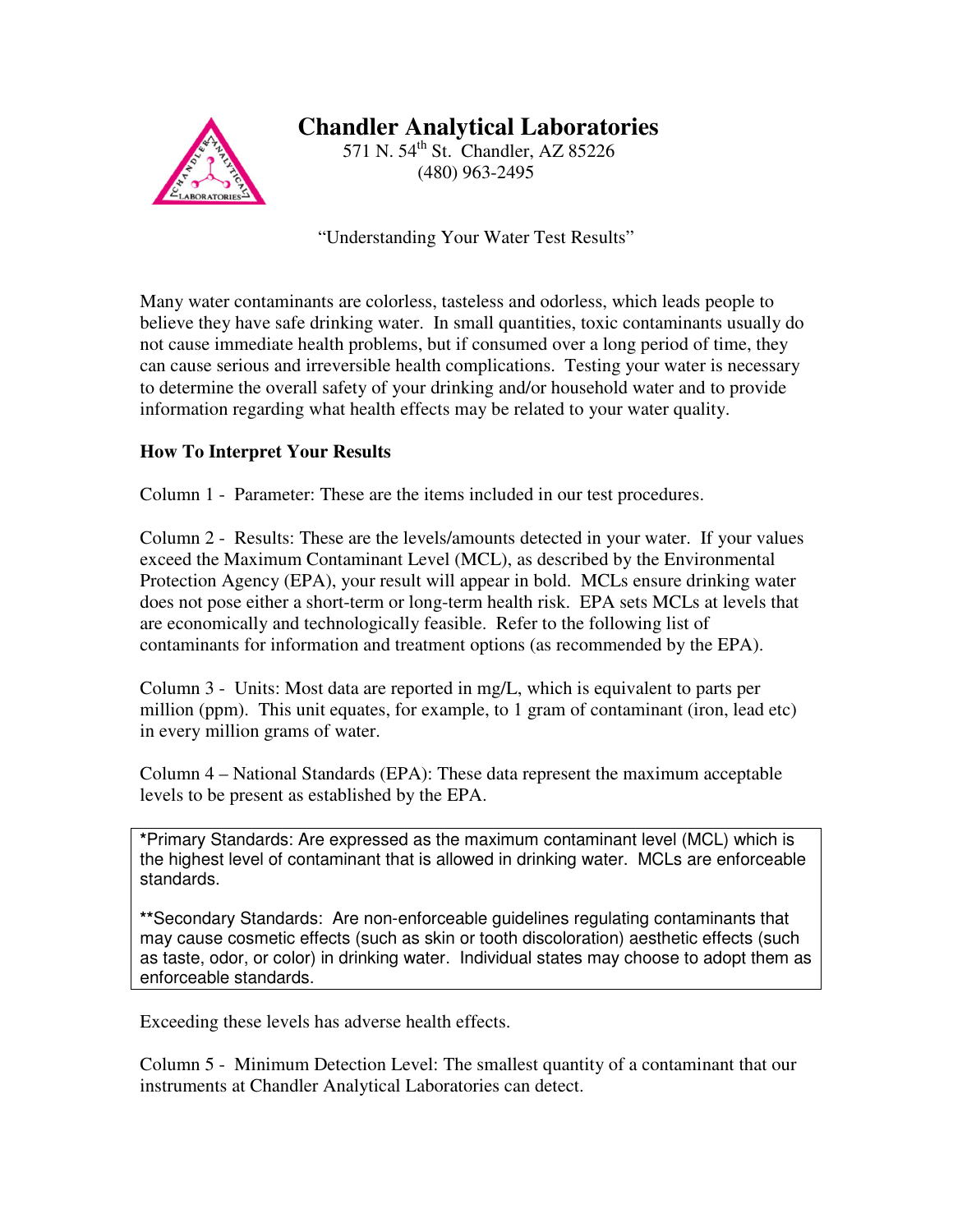# Chandler Analytical Laboratories

571 N. 54th St. Chandler, AZ 85226
(480) 963-2495

"Understanding Your Water Test Results"

Many water contaminants are colorless, tasteless and odorless, which leads people to believe they have safe drinking water. In small quantities, toxic contaminants usually do not cause immediate health problems, but if consumed over a long period of time, they can cause serious and irreversible health complications. Testing your water is necessary to determine the overall safety of your drinking and/or household water and to provide information regarding what health effects may be related to your water quality.

**How To Interpret Your Results**

Column 1 - Parameter: These are the items included in our test procedures.

Column 2 - Results: These are the levels/amounts detected in your water. If your values exceed the Maximum Contaminant Level (MCL), as described by the Environmental Protection Agency (EPA), your result will appear in bold. MCLs ensure drinking water does not pose either a short-term or long-term health risk. EPA sets MCLs at levels that are economically and technologically feasible. Refer to the following list of contaminants for information and treatment options (as recommended by the EPA).

Column 3 - Units: Most data are reported in mg/L, which is equivalent to parts per million (ppm). This unit equates, for example, to 1 gram of contaminant (iron, lead etc) in every million grams of water.

Column 4 – National Standards (EPA): These data represent the maximum acceptable levels to be present as established by the EPA.

*Primary Standards: Are expressed as the maximum contaminant level (MCL) which is the highest level of contaminant that is allowed in drinking water. MCLs are enforceable standards.

**Secondary Standards: Are non-enforceable guidelines regulating contaminants that may cause cosmetic effects (such as skin or tooth discoloration) aesthetic effects (such as taste, odor, or color) in drinking water. Individual states may choose to adopt them as enforceable standards.

Exceeding these levels has adverse health effects.

Column 5 - Minimum Detection Level: The smallest quantity of a contaminant that our instruments at Chandler Analytical Laboratories can detect.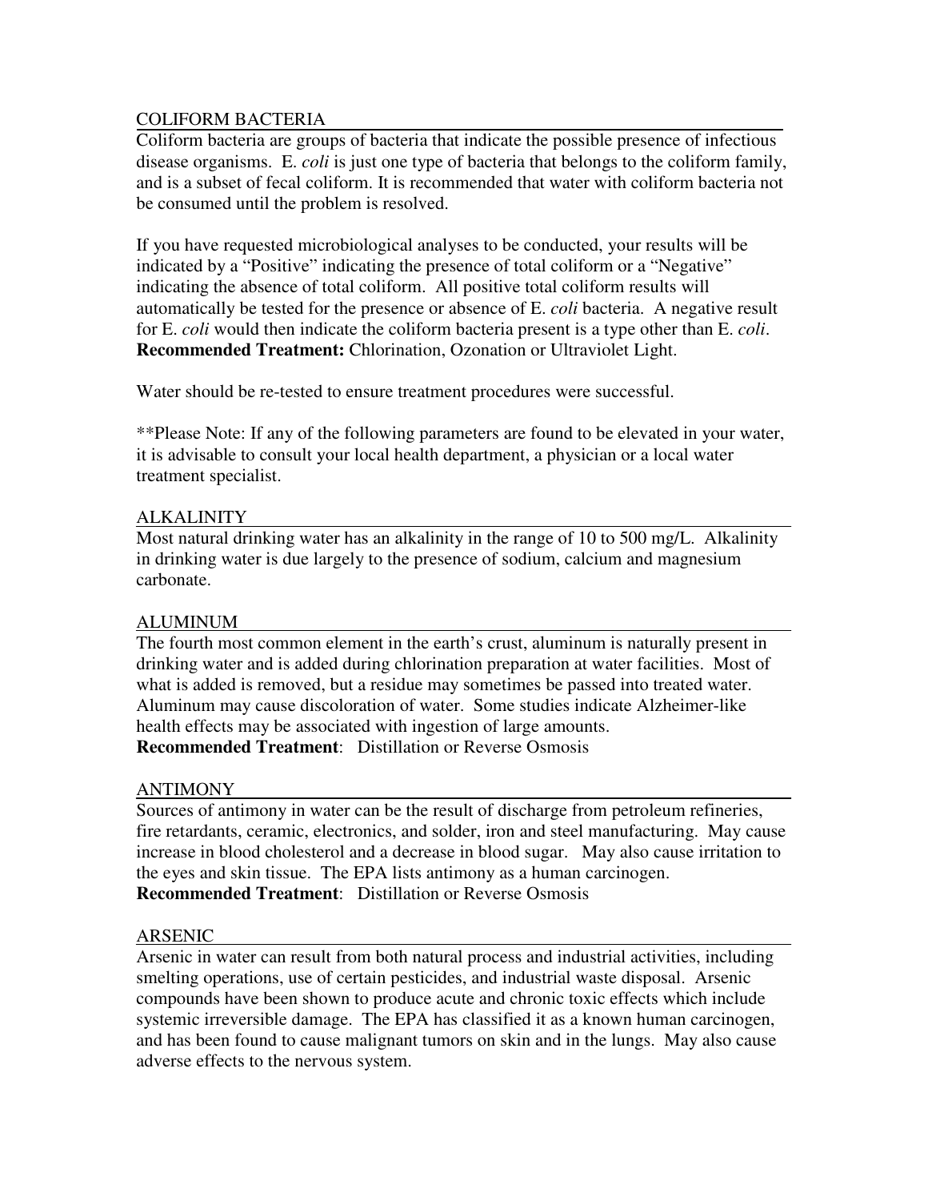## COLIFORM BACTERIA

Coliform bacteria are groups of bacteria that indicate the possible presence of infectious disease organisms. E. *coli* is just one type of bacteria that belongs to the coliform family, and is a subset of fecal coliform. It is recommended that water with coliform bacteria not be consumed until the problem is resolved.

If you have requested microbiological analyses to be conducted, your results will be indicated by a "Positive" indicating the presence of total coliform or a "Negative" indicating the absence of total coliform. All positive total coliform results will automatically be tested for the presence or absence of E. *coli* bacteria. A negative result for E. *coli* would then indicate the coliform bacteria present is a type other than E. *coli*.
**Recommended Treatment:** Chlorination, Ozonation or Ultraviolet Light.

Water should be re-tested to ensure treatment procedures were successful.

**Please Note: If any of the following parameters are found to be elevated in your water, it is advisable to consult your local health department, a physician or a local water treatment specialist.

## ALKALINITY

Most natural drinking water has an alkalinity in the range of 10 to 500 mg/L. Alkalinity in drinking water is due largely to the presence of sodium, calcium and magnesium carbonate.

## ALUMINUM

The fourth most common element in the earth's crust, aluminum is naturally present in drinking water and is added during chlorination preparation at water facilities. Most of what is added is removed, but a residue may sometimes be passed into treated water. Aluminum may cause discoloration of water. Some studies indicate Alzheimer-like health effects may be associated with ingestion of large amounts.
**Recommended Treatment**: Distillation or Reverse Osmosis

## ANTIMONY

Sources of antimony in water can be the result of discharge from petroleum refineries, fire retardants, ceramic, electronics, and solder, iron and steel manufacturing. May cause increase in blood cholesterol and a decrease in blood sugar. May also cause irritation to the eyes and skin tissue. The EPA lists antimony as a human carcinogen.
**Recommended Treatment**: Distillation or Reverse Osmosis

## ARSENIC

Arsenic in water can result from both natural process and industrial activities, including smelting operations, use of certain pesticides, and industrial waste disposal. Arsenic compounds have been shown to produce acute and chronic toxic effects which include systemic irreversible damage. The EPA has classified it as a known human carcinogen, and has been found to cause malignant tumors on skin and in the lungs. May also cause adverse effects to the nervous system.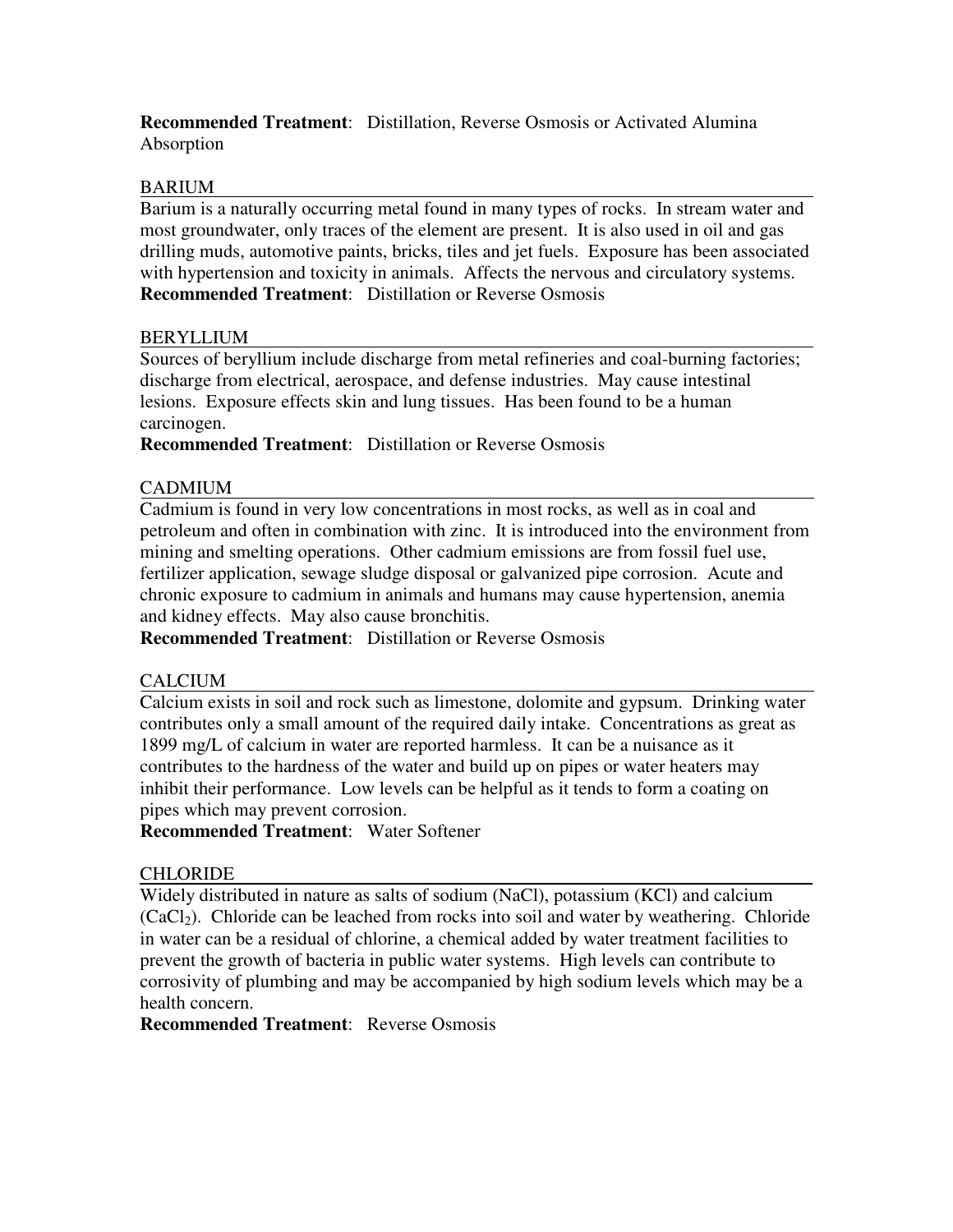**Recommended Treatment**: Distillation, Reverse Osmosis or Activated Alumina Absorption

## BARIUM

Barium is a naturally occurring metal found in many types of rocks. In stream water and most groundwater, only traces of the element are present. It is also used in oil and gas drilling muds, automotive paints, bricks, tiles and jet fuels. Exposure has been associated with hypertension and toxicity in animals. Affects the nervous and circulatory systems.
**Recommended Treatment**: Distillation or Reverse Osmosis

## BERYLLIUM

Sources of beryllium include discharge from metal refineries and coal-burning factories; discharge from electrical, aerospace, and defense industries. May cause intestinal lesions. Exposure effects skin and lung tissues. Has been found to be a human carcinogen.
**Recommended Treatment**: Distillation or Reverse Osmosis

## CADMIUM

Cadmium is found in very low concentrations in most rocks, as well as in coal and petroleum and often in combination with zinc. It is introduced into the environment from mining and smelting operations. Other cadmium emissions are from fossil fuel use, fertilizer application, sewage sludge disposal or galvanized pipe corrosion. Acute and chronic exposure to cadmium in animals and humans may cause hypertension, anemia and kidney effects. May also cause bronchitis.
**Recommended Treatment**: Distillation or Reverse Osmosis

## CALCIUM

Calcium exists in soil and rock such as limestone, dolomite and gypsum. Drinking water contributes only a small amount of the required daily intake. Concentrations as great as 1899 mg/L of calcium in water are reported harmless. It can be a nuisance as it contributes to the hardness of the water and build up on pipes or water heaters may inhibit their performance. Low levels can be helpful as it tends to form a coating on pipes which may prevent corrosion.
**Recommended Treatment**: Water Softener

## CHLORIDE

Widely distributed in nature as salts of sodium (NaCl), potassium (KCl) and calcium ($CaCl_2$). Chloride can be leached from rocks into soil and water by weathering. Chloride in water can be a residual of chlorine, a chemical added by water treatment facilities to prevent the growth of bacteria in public water systems. High levels can contribute to corrosivity of plumbing and may be accompanied by high sodium levels which may be a health concern.
**Recommended Treatment**: Reverse Osmosis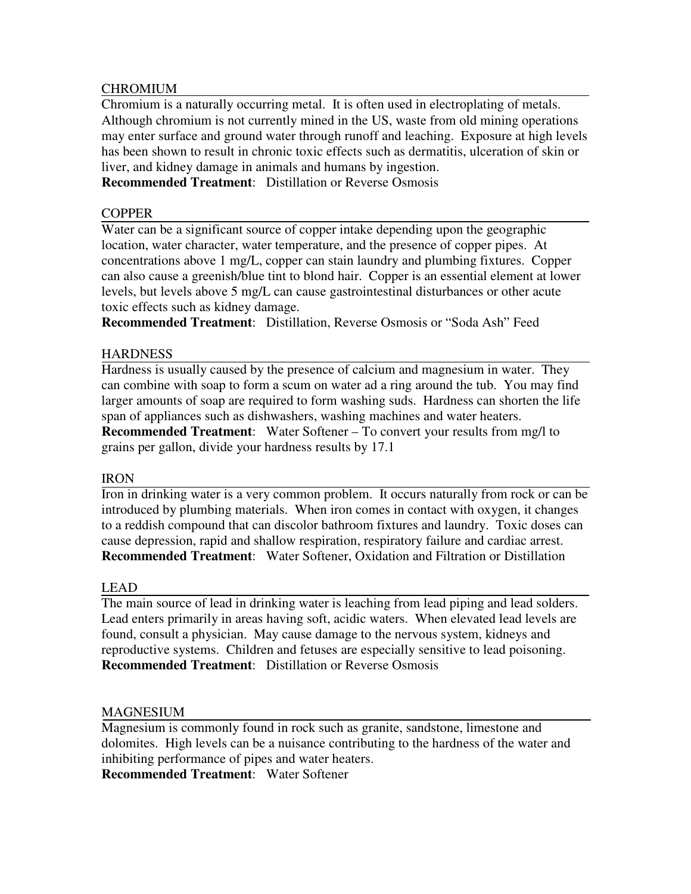## CHROMIUM

Chromium is a naturally occurring metal. It is often used in electroplating of metals. Although chromium is not currently mined in the US, waste from old mining operations may enter surface and ground water through runoff and leaching. Exposure at high levels has been shown to result in chronic toxic effects such as dermatitis, ulceration of skin or liver, and kidney damage in animals and humans by ingestion.

**Recommended Treatment**: Distillation or Reverse Osmosis

## COPPER

Water can be a significant source of copper intake depending upon the geographic location, water character, water temperature, and the presence of copper pipes. At concentrations above 1 mg/L, copper can stain laundry and plumbing fixtures. Copper can also cause a greenish/blue tint to blond hair. Copper is an essential element at lower levels, but levels above 5 mg/L can cause gastrointestinal disturbances or other acute toxic effects such as kidney damage.

**Recommended Treatment**: Distillation, Reverse Osmosis or "Soda Ash" Feed

## HARDNESS

Hardness is usually caused by the presence of calcium and magnesium in water. They can combine with soap to form a scum on water ad a ring around the tub. You may find larger amounts of soap are required to form washing suds. Hardness can shorten the life span of appliances such as dishwashers, washing machines and water heaters.

**Recommended Treatment**: Water Softener – To convert your results from mg/l to grains per gallon, divide your hardness results by 17.1

## IRON

Iron in drinking water is a very common problem. It occurs naturally from rock or can be introduced by plumbing materials. When iron comes in contact with oxygen, it changes to a reddish compound that can discolor bathroom fixtures and laundry. Toxic doses can cause depression, rapid and shallow respiration, respiratory failure and cardiac arrest.

**Recommended Treatment**: Water Softener, Oxidation and Filtration or Distillation

## LEAD

The main source of lead in drinking water is leaching from lead piping and lead solders. Lead enters primarily in areas having soft, acidic waters. When elevated lead levels are found, consult a physician. May cause damage to the nervous system, kidneys and reproductive systems. Children and fetuses are especially sensitive to lead poisoning.

**Recommended Treatment**: Distillation or Reverse Osmosis

## MAGNESIUM

Magnesium is commonly found in rock such as granite, sandstone, limestone and dolomites. High levels can be a nuisance contributing to the hardness of the water and inhibiting performance of pipes and water heaters.

**Recommended Treatment**: Water Softener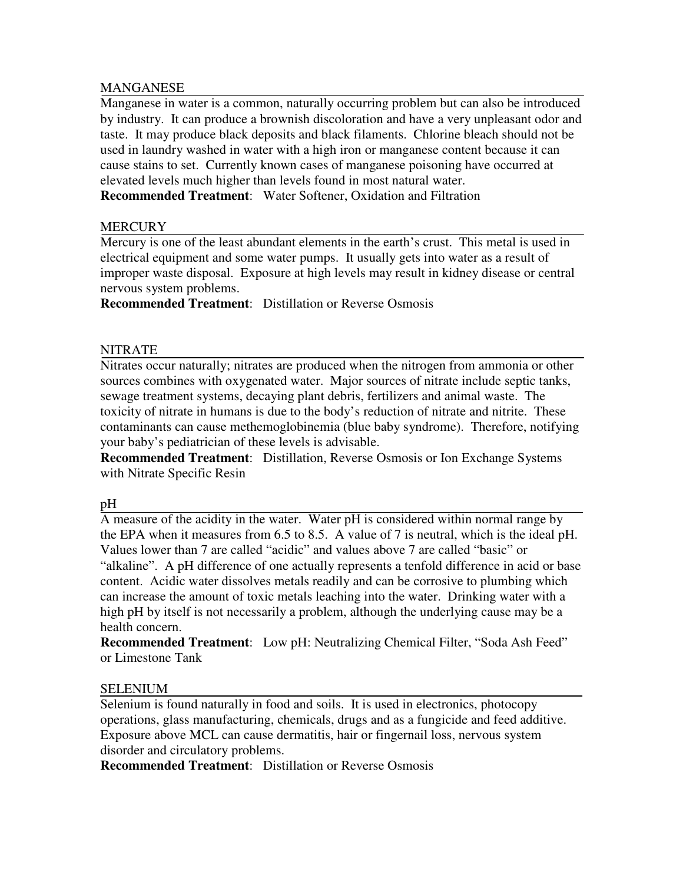## MANGANESE

Manganese in water is a common, naturally occurring problem but can also be introduced by industry. It can produce a brownish discoloration and have a very unpleasant odor and taste. It may produce black deposits and black filaments. Chlorine bleach should not be used in laundry washed in water with a high iron or manganese content because it can cause stains to set. Currently known cases of manganese poisoning have occurred at elevated levels much higher than levels found in most natural water.

**Recommended Treatment**: Water Softener, Oxidation and Filtration

## MERCURY

Mercury is one of the least abundant elements in the earth's crust. This metal is used in electrical equipment and some water pumps. It usually gets into water as a result of improper waste disposal. Exposure at high levels may result in kidney disease or central nervous system problems.

**Recommended Treatment**: Distillation or Reverse Osmosis

## NITRATE

Nitrates occur naturally; nitrates are produced when the nitrogen from ammonia or other sources combines with oxygenated water. Major sources of nitrate include septic tanks, sewage treatment systems, decaying plant debris, fertilizers and animal waste. The toxicity of nitrate in humans is due to the body's reduction of nitrate and nitrite. These contaminants can cause methemoglobinemia (blue baby syndrome). Therefore, notifying your baby's pediatrician of these levels is advisable.

**Recommended Treatment**: Distillation, Reverse Osmosis or Ion Exchange Systems with Nitrate Specific Resin

## pH

A measure of the acidity in the water. Water pH is considered within normal range by the EPA when it measures from 6.5 to 8.5. A value of 7 is neutral, which is the ideal pH. Values lower than 7 are called "acidic" and values above 7 are called "basic" or "alkaline". A pH difference of one actually represents a tenfold difference in acid or base content. Acidic water dissolves metals readily and can be corrosive to plumbing which can increase the amount of toxic metals leaching into the water. Drinking water with a high pH by itself is not necessarily a problem, although the underlying cause may be a health concern.

**Recommended Treatment**: Low pH: Neutralizing Chemical Filter, "Soda Ash Feed" or Limestone Tank

## SELENIUM

Selenium is found naturally in food and soils. It is used in electronics, photocopy operations, glass manufacturing, chemicals, drugs and as a fungicide and feed additive. Exposure above MCL can cause dermatitis, hair or fingernail loss, nervous system disorder and circulatory problems.

**Recommended Treatment**: Distillation or Reverse Osmosis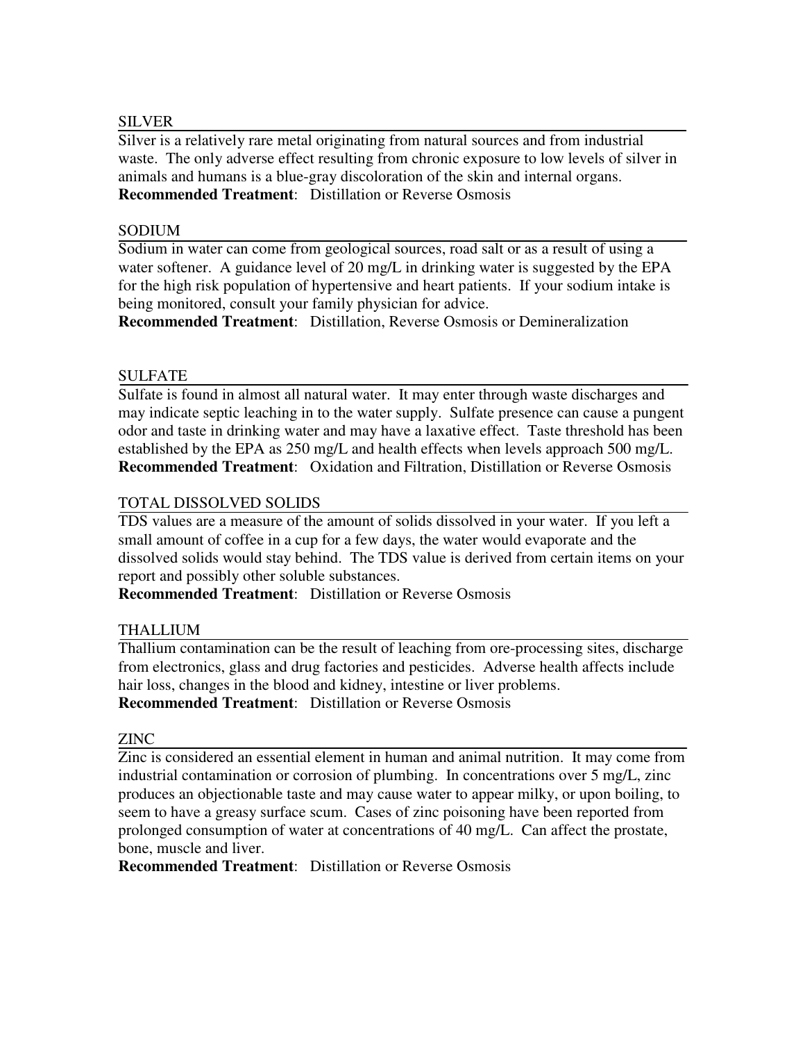## SILVER

Silver is a relatively rare metal originating from natural sources and from industrial waste. The only adverse effect resulting from chronic exposure to low levels of silver in animals and humans is a blue-gray discoloration of the skin and internal organs.
**Recommended Treatment**: Distillation or Reverse Osmosis

## SODIUM

Sodium in water can come from geological sources, road salt or as a result of using a water softener. A guidance level of 20 mg/L in drinking water is suggested by the EPA for the high risk population of hypertensive and heart patients. If your sodium intake is being monitored, consult your family physician for advice.
**Recommended Treatment**: Distillation, Reverse Osmosis or Demineralization

## SULFATE

Sulfate is found in almost all natural water. It may enter through waste discharges and may indicate septic leaching in to the water supply. Sulfate presence can cause a pungent odor and taste in drinking water and may have a laxative effect. Taste threshold has been established by the EPA as 250 mg/L and health effects when levels approach 500 mg/L.
**Recommended Treatment**: Oxidation and Filtration, Distillation or Reverse Osmosis

## TOTAL DISSOLVED SOLIDS

TDS values are a measure of the amount of solids dissolved in your water. If you left a small amount of coffee in a cup for a few days, the water would evaporate and the dissolved solids would stay behind. The TDS value is derived from certain items on your report and possibly other soluble substances.
**Recommended Treatment**: Distillation or Reverse Osmosis

## THALLIUM

Thallium contamination can be the result of leaching from ore-processing sites, discharge from electronics, glass and drug factories and pesticides. Adverse health affects include hair loss, changes in the blood and kidney, intestine or liver problems.
**Recommended Treatment**: Distillation or Reverse Osmosis

## ZINC

Zinc is considered an essential element in human and animal nutrition. It may come from industrial contamination or corrosion of plumbing. In concentrations over 5 mg/L, zinc produces an objectionable taste and may cause water to appear milky, or upon boiling, to seem to have a greasy surface scum. Cases of zinc poisoning have been reported from prolonged consumption of water at concentrations of 40 mg/L. Can affect the prostate, bone, muscle and liver.
**Recommended Treatment**: Distillation or Reverse Osmosis